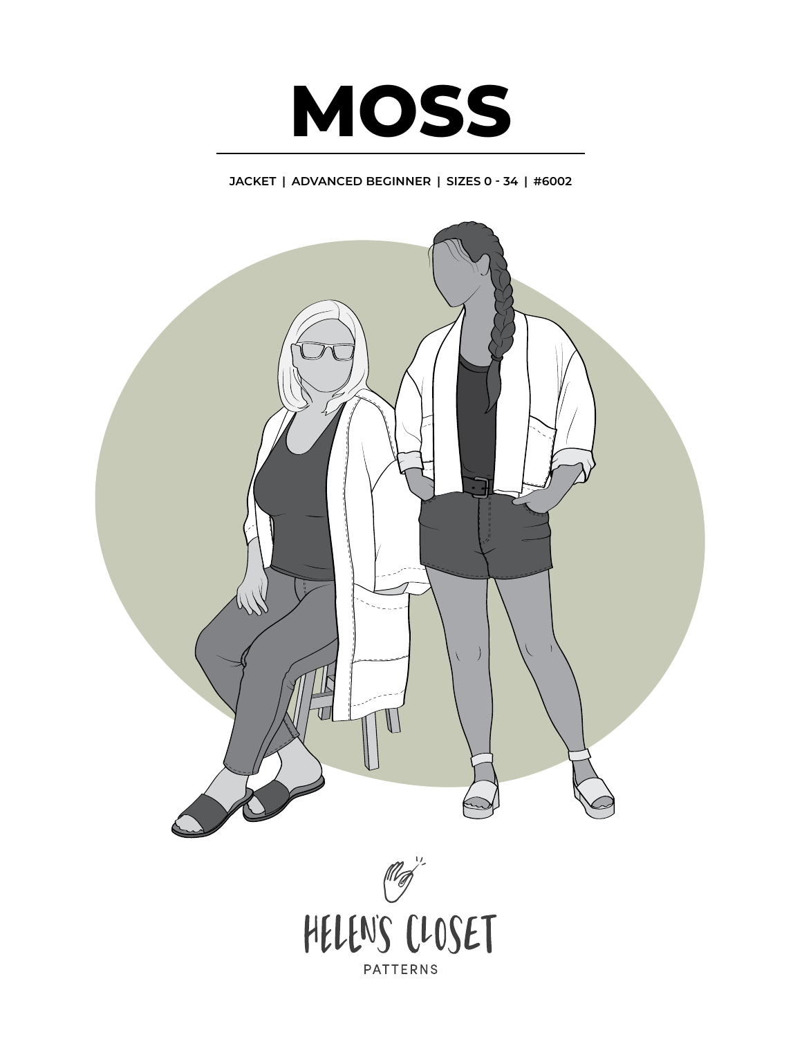# MOSS

JACKET | ADVANCED BEGINNER | SIZES 0 - 34 | #6002

HELEN'S CLOSET

PATTERNS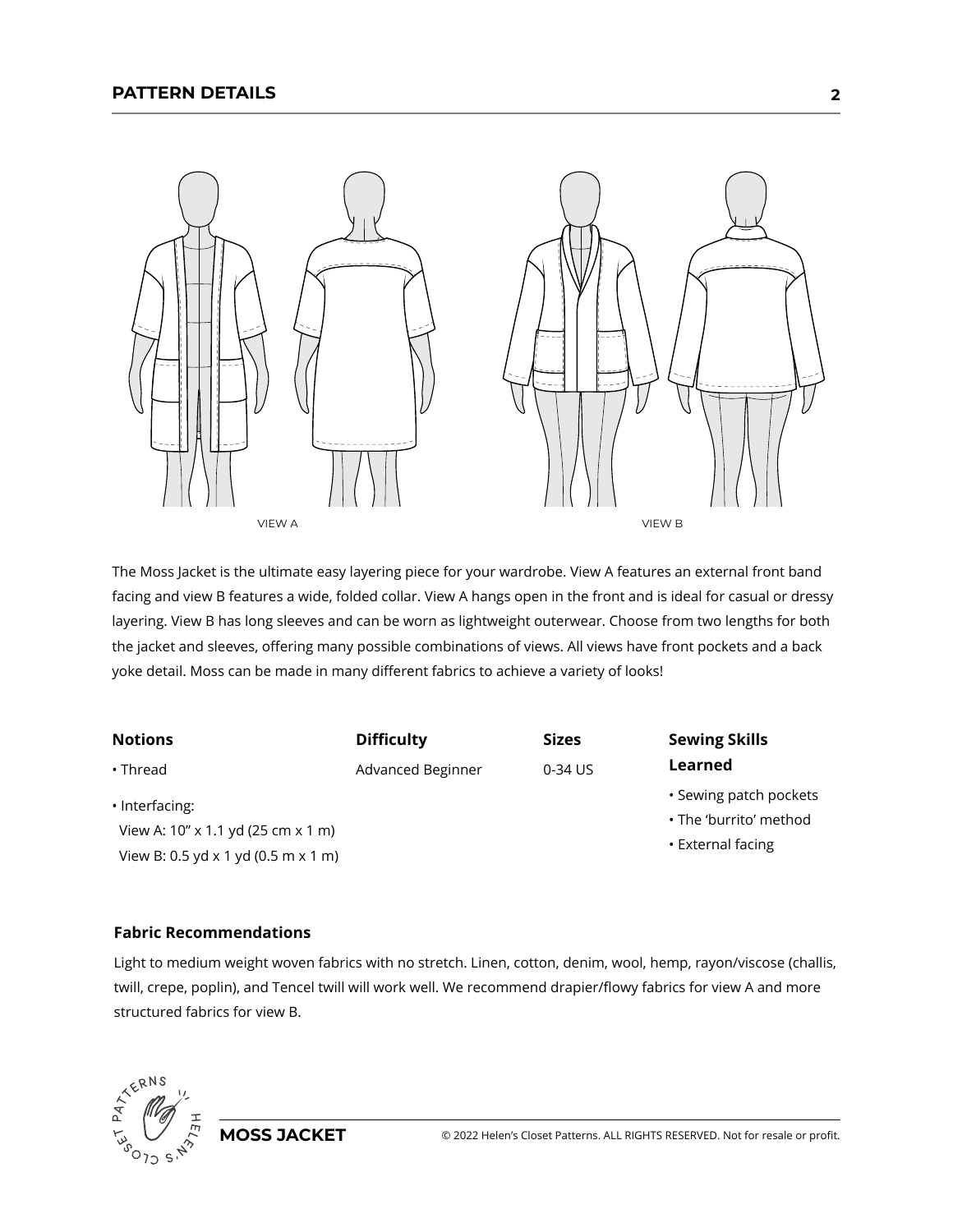## PATTERN DETAILS

VIEW A

VIEW B

The Moss Jacket is the ultimate easy layering piece for your wardrobe. View A features an external front band facing and view B features a wide, folded collar. View A hangs open in the front and is ideal for casual or dressy layering. View B has long sleeves and can be worn as lightweight outerwear. Choose from two lengths for both the jacket and sleeves, offering many possible combinations of views. All views have front pockets and a back yoke detail. Moss can be made in many different fabrics to achieve a variety of looks!

**Notions**

- Thread
- Interfacing:
  View A: 10" x 1.1 yd (25 cm x 1 m)
  View B: 0.5 yd x 1 yd (0.5 m x 1 m)

**Difficulty**

Advanced Beginner

**Sizes**

0-34 US

**Sewing Skills Learned**

- Sewing patch pockets
- The 'burrito' method
- External facing

**Fabric Recommendations**

Light to medium weight woven fabrics with no stretch. Linen, cotton, denim, wool, hemp, rayon/viscose (challis, twill, crepe, poplin), and Tencel twill will work well. We recommend drapier/flowy fabrics for view A and more structured fabrics for view B.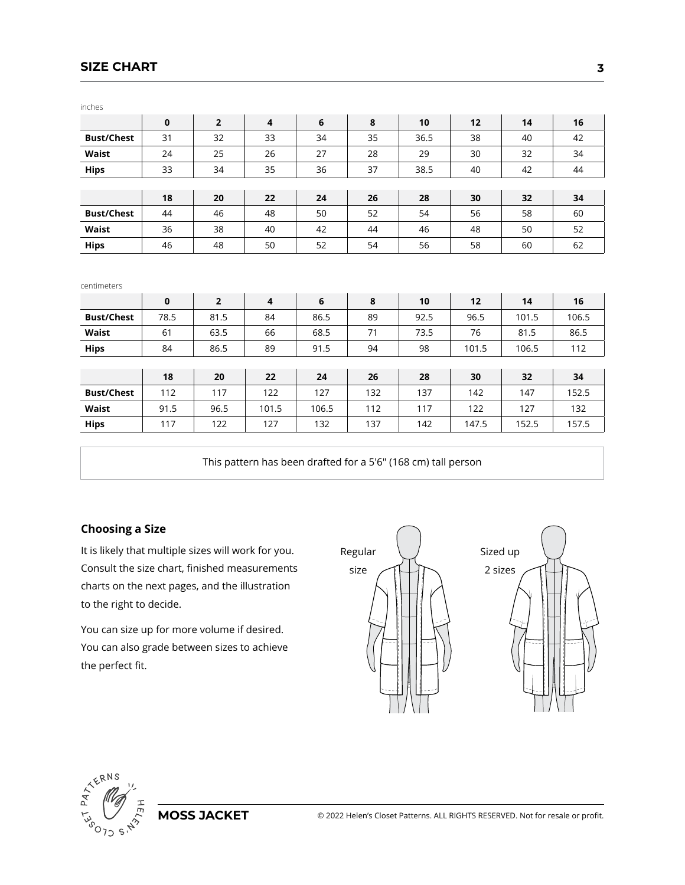## SIZE CHART

inches

| | 0 | 2 | 4 | 6 | 8 | 10 | 12 | 14 | 16 |
|---|---|---|---|---|---|---|---|---|---|
| **Bust/Chest** | 31 | 32 | 33 | 34 | 35 | 36.5 | 38 | 40 | 42 |
| **Waist** | 24 | 25 | 26 | 27 | 28 | 29 | 30 | 32 | 34 |
| **Hips** | 33 | 34 | 35 | 36 | 37 | 38.5 | 40 | 42 | 44 |

| | 18 | 20 | 22 | 24 | 26 | 28 | 30 | 32 | 34 |
|---|---|---|---|---|---|---|---|---|---|
| **Bust/Chest** | 44 | 46 | 48 | 50 | 52 | 54 | 56 | 58 | 60 |
| **Waist** | 36 | 38 | 40 | 42 | 44 | 46 | 48 | 50 | 52 |
| **Hips** | 46 | 48 | 50 | 52 | 54 | 56 | 58 | 60 | 62 |

centimeters

| | 0 | 2 | 4 | 6 | 8 | 10 | 12 | 14 | 16 |
|---|---|---|---|---|---|---|---|---|---|
| **Bust/Chest** | 78.5 | 81.5 | 84 | 86.5 | 89 | 92.5 | 96.5 | 101.5 | 106.5 |
| **Waist** | 61 | 63.5 | 66 | 68.5 | 71 | 73.5 | 76 | 81.5 | 86.5 |
| **Hips** | 84 | 86.5 | 89 | 91.5 | 94 | 98 | 101.5 | 106.5 | 112 |

| | 18 | 20 | 22 | 24 | 26 | 28 | 30 | 32 | 34 |
|---|---|---|---|---|---|---|---|---|---|
| **Bust/Chest** | 112 | 117 | 122 | 127 | 132 | 137 | 142 | 147 | 152.5 |
| **Waist** | 91.5 | 96.5 | 101.5 | 106.5 | 112 | 117 | 122 | 127 | 132 |
| **Hips** | 117 | 122 | 127 | 132 | 137 | 142 | 147.5 | 152.5 | 157.5 |

This pattern has been drafted for a 5'6" (168 cm) tall person

### Choosing a Size

It is likely that multiple sizes will work for you. Consult the size chart, finished measurements charts on the next pages, and the illustration to the right to decide.

You can size up for more volume if desired. You can also grade between sizes to achieve the perfect fit.

Regular size

Sized up 2 sizes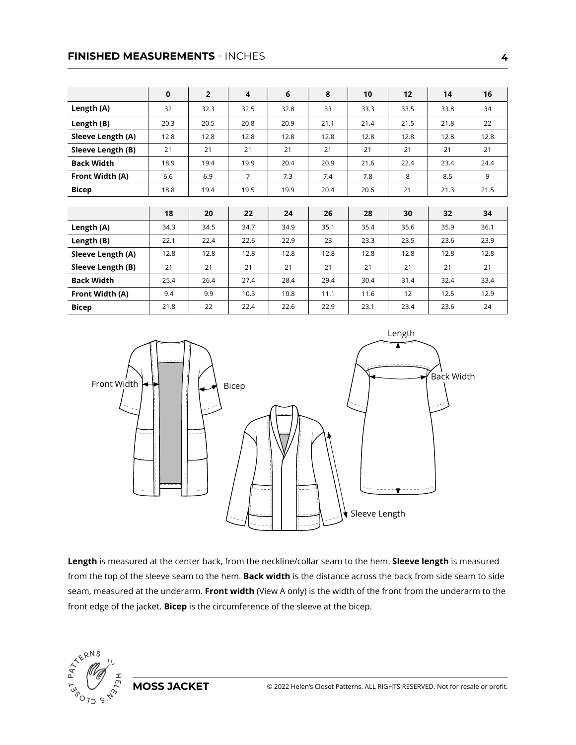## FINISHED MEASUREMENTS - INCHES

| | 0 | 2 | 4 | 6 | 8 | 10 | 12 | 14 | 16 |
|---|---|---|---|---|---|---|---|---|---|
| **Length (A)** | 32 | 32.3 | 32.5 | 32.8 | 33 | 33.3 | 33.5 | 33.8 | 34 |
| **Length (B)** | 20.3 | 20.5 | 20.8 | 20.9 | 21.1 | 21.4 | 21.5 | 21.8 | 22 |
| **Sleeve Length (A)** | 12.8 | 12.8 | 12.8 | 12.8 | 12.8 | 12.8 | 12.8 | 12.8 | 12.8 |
| **Sleeve Length (B)** | 21 | 21 | 21 | 21 | 21 | 21 | 21 | 21 | 21 |
| **Back Width** | 18.9 | 19.4 | 19.9 | 20.4 | 20.9 | 21.6 | 22.4 | 23.4 | 24.4 |
| **Front Width (A)** | 6.6 | 6.9 | 7 | 7.3 | 7.4 | 7.8 | 8 | 8.5 | 9 |
| **Bicep** | 18.8 | 19.4 | 19.5 | 19.9 | 20.4 | 20.6 | 21 | 21.3 | 21.5 |

| | 18 | 20 | 22 | 24 | 26 | 28 | 30 | 32 | 34 |
|---|---|---|---|---|---|---|---|---|---|
| **Length (A)** | 34.3 | 34.5 | 34.7 | 34.9 | 35.1 | 35.4 | 35.6 | 35.9 | 36.1 |
| **Length (B)** | 22.1 | 22.4 | 22.6 | 22.9 | 23 | 23.3 | 23.5 | 23.6 | 23.9 |
| **Sleeve Length (A)** | 12.8 | 12.8 | 12.8 | 12.8 | 12.8 | 12.8 | 12.8 | 12.8 | 12.8 |
| **Sleeve Length (B)** | 21 | 21 | 21 | 21 | 21 | 21 | 21 | 21 | 21 |
| **Back Width** | 25.4 | 26.4 | 27.4 | 28.4 | 29.4 | 30.4 | 31.4 | 32.4 | 33.4 |
| **Front Width (A)** | 9.4 | 9.9 | 10.3 | 10.8 | 11.1 | 11.6 | 12 | 12.5 | 12.9 |
| **Bicep** | 21.8 | 22 | 22.4 | 22.6 | 22.9 | 23.1 | 23.4 | 23.6 | 24 |

Front Width

Bicep

Length

Back Width

Sleeve Length

**Length** is measured at the center back, from the neckline/collar seam to the hem. **Sleeve length** is measured from the top of the sleeve seam to the hem. **Back width** is the distance across the back from side seam to side seam, measured at the underarm. **Front width** (View A only) is the width of the front from the underarm to the front edge of the jacket. **Bicep** is the circumference of the sleeve at the bicep.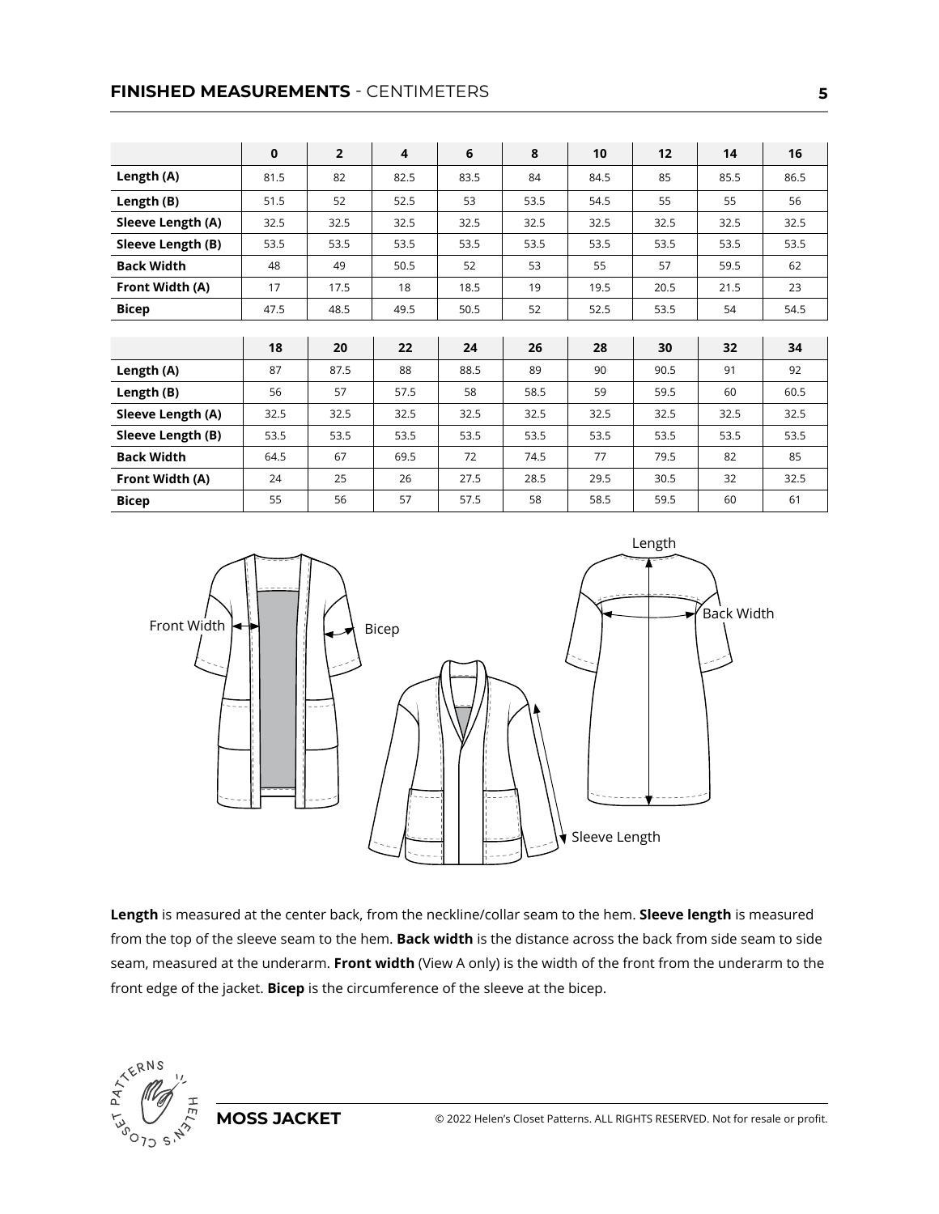## **FINISHED MEASUREMENTS** - CENTIMETERS

| | 0 | 2 | 4 | 6 | 8 | 10 | 12 | 14 | 16 |
|---|---|---|---|---|---|---|---|---|---|
| **Length (A)** | 81.5 | 82 | 82.5 | 83.5 | 84 | 84.5 | 85 | 85.5 | 86.5 |
| **Length (B)** | 51.5 | 52 | 52.5 | 53 | 53.5 | 54.5 | 55 | 55 | 56 |
| **Sleeve Length (A)** | 32.5 | 32.5 | 32.5 | 32.5 | 32.5 | 32.5 | 32.5 | 32.5 | 32.5 |
| **Sleeve Length (B)** | 53.5 | 53.5 | 53.5 | 53.5 | 53.5 | 53.5 | 53.5 | 53.5 | 53.5 |
| **Back Width** | 48 | 49 | 50.5 | 52 | 53 | 55 | 57 | 59.5 | 62 |
| **Front Width (A)** | 17 | 17.5 | 18 | 18.5 | 19 | 19.5 | 20.5 | 21.5 | 23 |
| **Bicep** | 47.5 | 48.5 | 49.5 | 50.5 | 52 | 52.5 | 53.5 | 54 | 54.5 |

| | 18 | 20 | 22 | 24 | 26 | 28 | 30 | 32 | 34 |
|---|---|---|---|---|---|---|---|---|---|
| **Length (A)** | 87 | 87.5 | 88 | 88.5 | 89 | 90 | 90.5 | 91 | 92 |
| **Length (B)** | 56 | 57 | 57.5 | 58 | 58.5 | 59 | 59.5 | 60 | 60.5 |
| **Sleeve Length (A)** | 32.5 | 32.5 | 32.5 | 32.5 | 32.5 | 32.5 | 32.5 | 32.5 | 32.5 |
| **Sleeve Length (B)** | 53.5 | 53.5 | 53.5 | 53.5 | 53.5 | 53.5 | 53.5 | 53.5 | 53.5 |
| **Back Width** | 64.5 | 67 | 69.5 | 72 | 74.5 | 77 | 79.5 | 82 | 85 |
| **Front Width (A)** | 24 | 25 | 26 | 27.5 | 28.5 | 29.5 | 30.5 | 32 | 32.5 |
| **Bicep** | 55 | 56 | 57 | 57.5 | 58 | 58.5 | 59.5 | 60 | 61 |

**Length** is measured at the center back, from the neckline/collar seam to the hem. **Sleeve length** is measured from the top of the sleeve seam to the hem. **Back width** is the distance across the back from side seam to side seam, measured at the underarm. **Front width** (View A only) is the width of the front from the underarm to the front edge of the jacket. **Bicep** is the circumference of the sleeve at the bicep.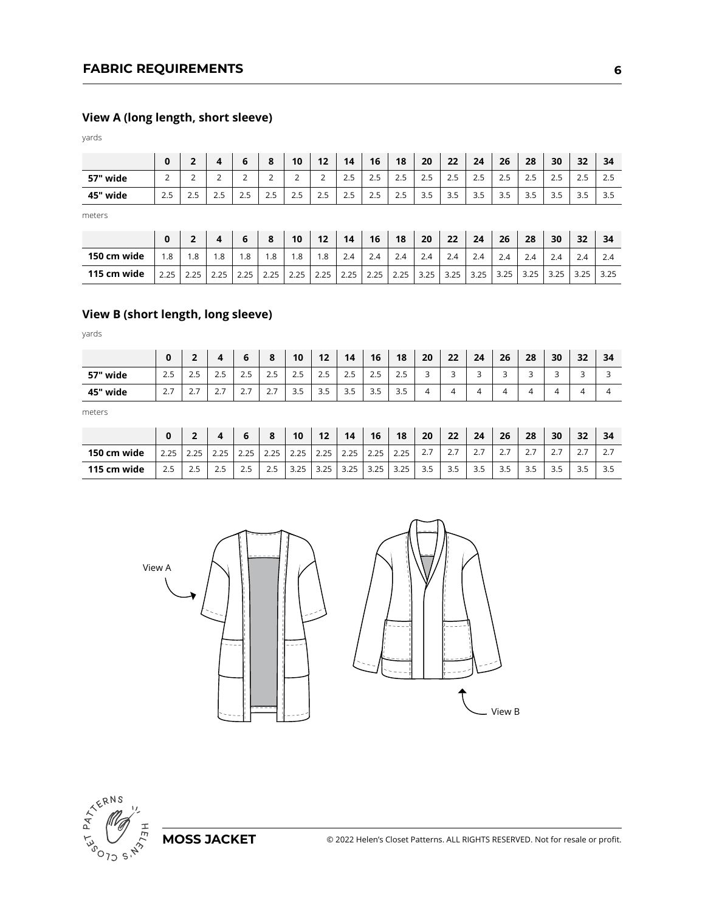# FABRIC REQUIREMENTS

## View A (long length, short sleeve)

yards

| | 0 | 2 | 4 | 6 | 8 | 10 | 12 | 14 | 16 | 18 | 20 | 22 | 24 | 26 | 28 | 30 | 32 | 34 |
|---|---|---|---|---|---|---|---|---|---|---|---|---|---|---|---|---|---|---|
| **57" wide** | 2 | 2 | 2 | 2 | 2 | 2 | 2 | 2.5 | 2.5 | 2.5 | 2.5 | 2.5 | 2.5 | 2.5 | 2.5 | 2.5 | 2.5 | 2.5 |
| **45" wide** | 2.5 | 2.5 | 2.5 | 2.5 | 2.5 | 2.5 | 2.5 | 2.5 | 2.5 | 2.5 | 3.5 | 3.5 | 3.5 | 3.5 | 3.5 | 3.5 | 3.5 | 3.5 |

meters

| | 0 | 2 | 4 | 6 | 8 | 10 | 12 | 14 | 16 | 18 | 20 | 22 | 24 | 26 | 28 | 30 | 32 | 34 |
|---|---|---|---|---|---|---|---|---|---|---|---|---|---|---|---|---|---|---|
| **150 cm wide** | 1.8 | 1.8 | 1.8 | 1.8 | 1.8 | 1.8 | 1.8 | 2.4 | 2.4 | 2.4 | 2.4 | 2.4 | 2.4 | 2.4 | 2.4 | 2.4 | 2.4 | 2.4 |
| **115 cm wide** | 2.25 | 2.25 | 2.25 | 2.25 | 2.25 | 2.25 | 2.25 | 2.25 | 2.25 | 2.25 | 3.25 | 3.25 | 3.25 | 3.25 | 3.25 | 3.25 | 3.25 | 3.25 |

## View B (short length, long sleeve)

yards

| | 0 | 2 | 4 | 6 | 8 | 10 | 12 | 14 | 16 | 18 | 20 | 22 | 24 | 26 | 28 | 30 | 32 | 34 |
|---|---|---|---|---|---|---|---|---|---|---|---|---|---|---|---|---|---|---|
| **57" wide** | 2.5 | 2.5 | 2.5 | 2.5 | 2.5 | 2.5 | 2.5 | 2.5 | 2.5 | 2.5 | 3 | 3 | 3 | 3 | 3 | 3 | 3 | 3 |
| **45" wide** | 2.7 | 2.7 | 2.7 | 2.7 | 2.7 | 3.5 | 3.5 | 3.5 | 3.5 | 3.5 | 4 | 4 | 4 | 4 | 4 | 4 | 4 | 4 |

meters

| | 0 | 2 | 4 | 6 | 8 | 10 | 12 | 14 | 16 | 18 | 20 | 22 | 24 | 26 | 28 | 30 | 32 | 34 |
|---|---|---|---|---|---|---|---|---|---|---|---|---|---|---|---|---|---|---|
| **150 cm wide** | 2.25 | 2.25 | 2.25 | 2.25 | 2.25 | 2.25 | 2.25 | 2.25 | 2.25 | 2.25 | 2.7 | 2.7 | 2.7 | 2.7 | 2.7 | 2.7 | 2.7 | 2.7 |
| **115 cm wide** | 2.5 | 2.5 | 2.5 | 2.5 | 2.5 | 3.25 | 3.25 | 3.25 | 3.25 | 3.25 | 3.5 | 3.5 | 3.5 | 3.5 | 3.5 | 3.5 | 3.5 | 3.5 |

View A

View B

**MOSS JACKET**

© 2022 Helen's Closet Patterns. ALL RIGHTS RESERVED. Not for resale or profit.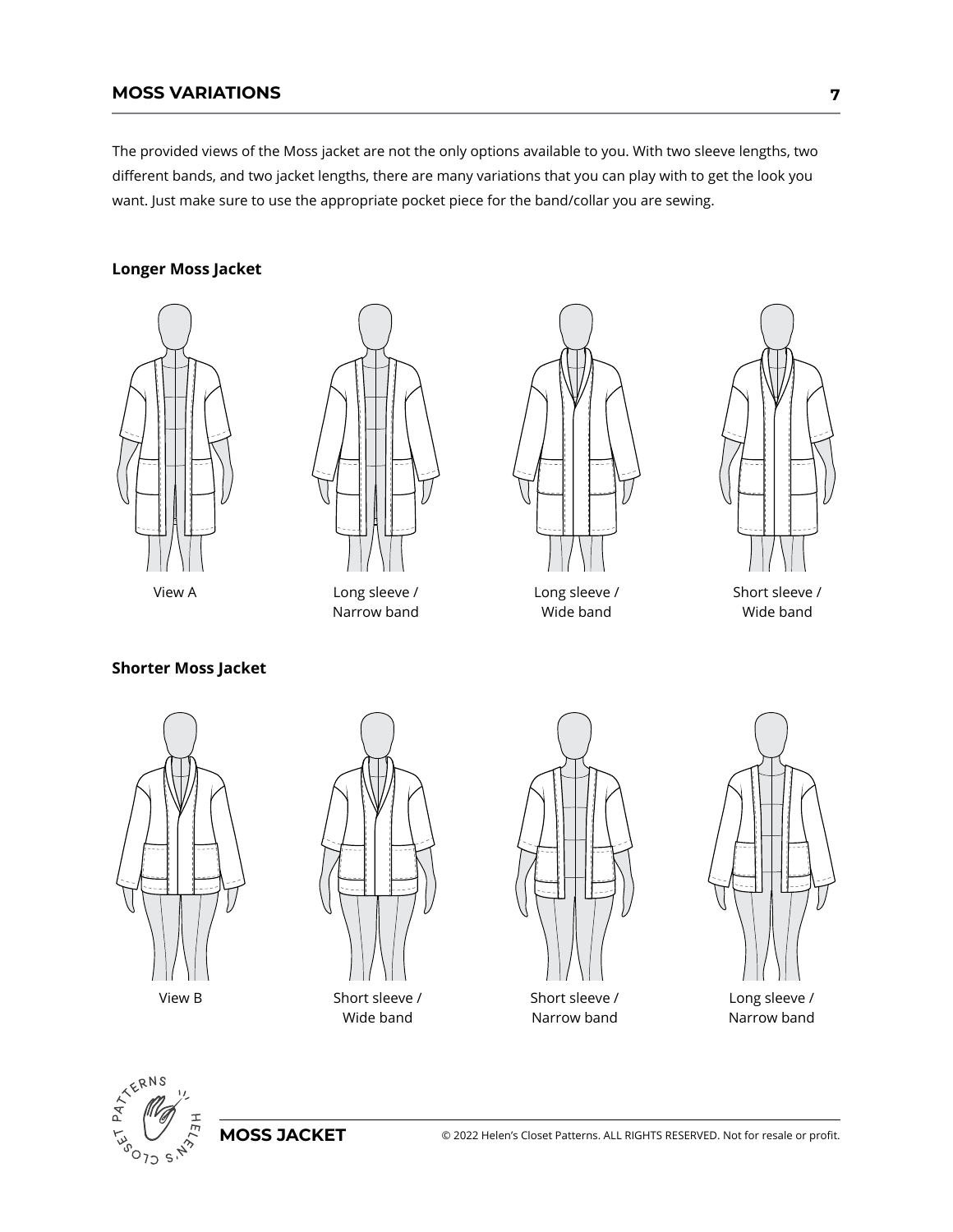## MOSS VARIATIONS

The provided views of the Moss jacket are not the only options available to you. With two sleeve lengths, two different bands, and two jacket lengths, there are many variations that you can play with to get the look you want. Just make sure to use the appropriate pocket piece for the band/collar you are sewing.

**Longer Moss Jacket**

View A

Long sleeve / Narrow band

Long sleeve / Wide band

Short sleeve / Wide band

**Shorter Moss Jacket**

View B

Short sleeve / Wide band

Short sleeve / Narrow band

Long sleeve / Narrow band